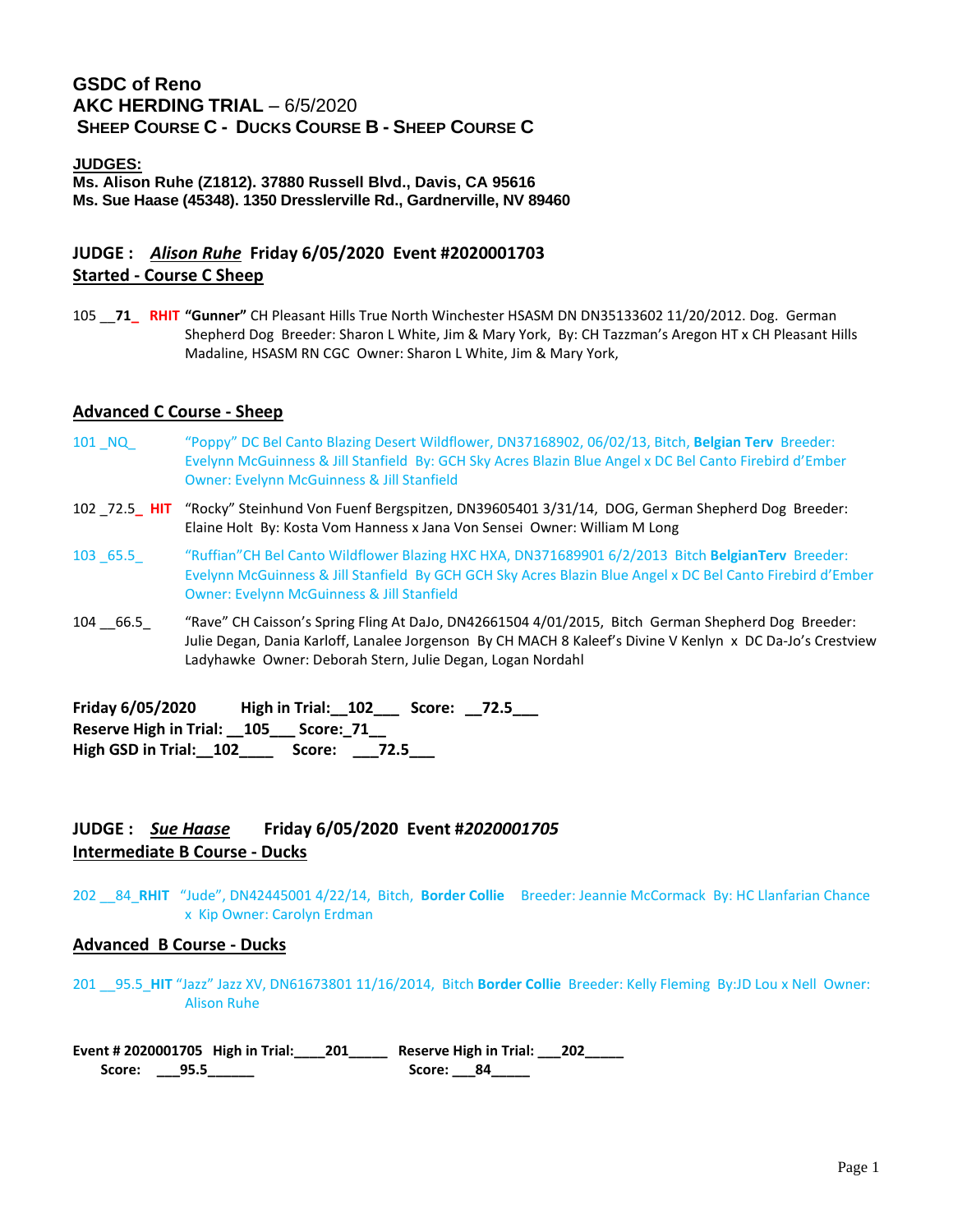# GSDC of Reno

## AKC HERDING TRIAL – 6/5/2020

### SHEEP COURSE C - DUCKS COURSE B - SHEEP COURSE C

**JUDGES:**

**Ms. Alison Ruhe (Z1812). 37880 Russell Blvd., Davis, CA 95616**
**Ms. Sue Haase (45348). 1350 Dresslerville Rd., Gardnerville, NV 89460**

## JUDGE : *Alison Ruhe* Friday 6/05/2020 Event #2020001703

**Started - Course C Sheep**

105 __**71**_ **RHIT** **"Gunner"** CH Pleasant Hills True North Winchester HSASM DN DN35133602 11/20/2012. Dog. German Shepherd Dog Breeder: Sharon L White, Jim & Mary York, By: CH Tazzman's Aregon HT x CH Pleasant Hills Madaline, HSASM RN CGC Owner: Sharon L White, Jim & Mary York,

**Advanced C Course - Sheep**

101 _NQ_ "Poppy" DC Bel Canto Blazing Desert Wildflower, DN37168902, 06/02/13, Bitch, **Belgian Terv** Breeder: Evelynn McGuinness & Jill Stanfield By: GCH Sky Acres Blazin Blue Angel x DC Bel Canto Firebird d'Ember Owner: Evelynn McGuinness & Jill Stanfield

102 _72.5_ **HIT** "Rocky" Steinhund Von Fuenf Bergspitzen, DN39605401 3/31/14, DOG, German Shepherd Dog Breeder: Elaine Holt By: Kosta Vom Hanness x Jana Von Sensei Owner: William M Long

103 _65.5_ "Ruffian"CH Bel Canto Wildflower Blazing HXC HXA, DN371689901 6/2/2013 Bitch **BelgianTerv** Breeder: Evelynn McGuinness & Jill Stanfield By GCH GCH Sky Acres Blazin Blue Angel x DC Bel Canto Firebird d'Ember Owner: Evelynn McGuinness & Jill Stanfield

104 __66.5_ "Rave" CH Caisson's Spring Fling At DaJo, DN42661504 4/01/2015, Bitch German Shepherd Dog Breeder: Julie Degan, Dania Karloff, Lanalee Jorgenson By CH MACH 8 Kaleef's Divine V Kenlyn x DC Da-Jo's Crestview Ladyhawke Owner: Deborah Stern, Julie Degan, Logan Nordahl

**Friday 6/05/2020 High in Trial:__102___ Score: __72.5___**
**Reserve High in Trial: __105___ Score:_71__**
**High GSD in Trial:__102____ Score: ___72.5___**

## JUDGE : *Sue Haase* Friday 6/05/2020 Event #*2020001705*

**Intermediate B Course - Ducks**

202 __84_**RHIT** "Jude", DN42445001 4/22/14, Bitch, **Border Collie** Breeder: Jeannie McCormack By: HC Llanfarian Chance x Kip Owner: Carolyn Erdman

**Advanced B Course - Ducks**

201 __95.5_**HIT** "Jazz" Jazz XV, DN61673801 11/16/2014, Bitch **Border Collie** Breeder: Kelly Fleming By:JD Lou x Nell Owner: Alison Ruhe

**Event # 2020001705 High in Trial:____201_____ Reserve High in Trial: ___202_____**
**Score: ___95.5______ Score: ___84_____**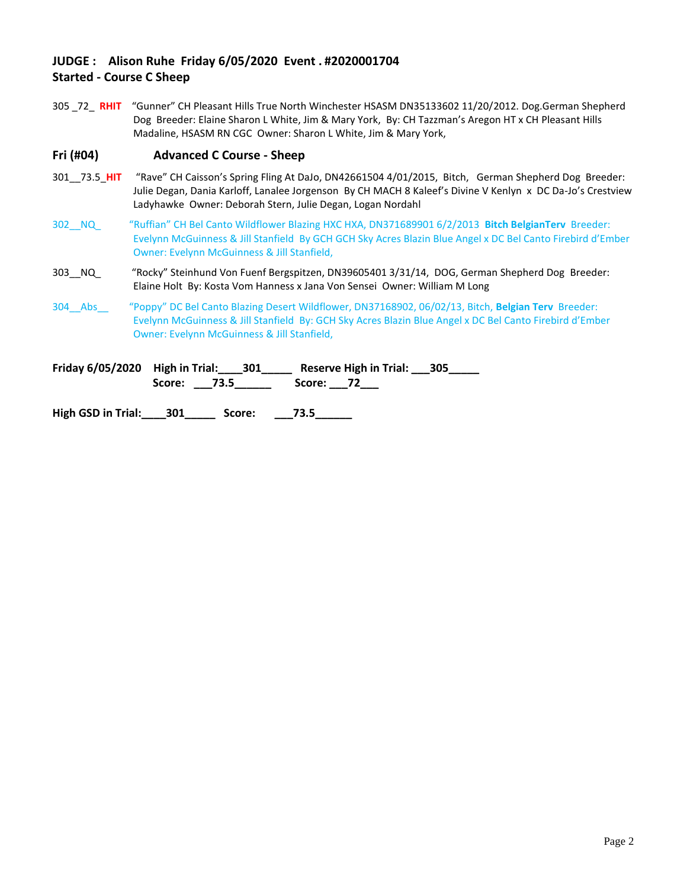## JUDGE : Alison Ruhe Friday 6/05/2020 Event . #2020001704

## Started - Course C Sheep

305 _72_ **RHIT** "Gunner" CH Pleasant Hills True North Winchester HSASM DN35133602 11/20/2012. Dog.German Shepherd Dog Breeder: Elaine Sharon L White, Jim & Mary York, By: CH Tazzman's Aregon HT x CH Pleasant Hills Madaline, HSASM RN CGC Owner: Sharon L White, Jim & Mary York,

## Fri (#04) Advanced C Course - Sheep

301__73.5_**HIT** "Rave" CH Caisson's Spring Fling At DaJo, DN42661504 4/01/2015, Bitch, German Shepherd Dog Breeder: Julie Degan, Dania Karloff, Lanalee Jorgenson By CH MACH 8 Kaleef's Divine V Kenlyn x DC Da-Jo's Crestview Ladyhawke Owner: Deborah Stern, Julie Degan, Logan Nordahl

302__NQ_ "Ruffian" CH Bel Canto Wildflower Blazing HXC HXA, DN371689901 6/2/2013 **Bitch BelgianTerv** Breeder: Evelynn McGuinness & Jill Stanfield By GCH GCH Sky Acres Blazin Blue Angel x DC Bel Canto Firebird d'Ember Owner: Evelynn McGuinness & Jill Stanfield,

303__NQ_ "Rocky" Steinhund Von Fuenf Bergspitzen, DN39605401 3/31/14, DOG, German Shepherd Dog Breeder: Elaine Holt By: Kosta Vom Hanness x Jana Von Sensei Owner: William M Long

304__Abs__ "Poppy" DC Bel Canto Blazing Desert Wildflower, DN37168902, 06/02/13, Bitch, **Belgian Terv** Breeder: Evelynn McGuinness & Jill Stanfield By: GCH Sky Acres Blazin Blue Angel x DC Bel Canto Firebird d'Ember Owner: Evelynn McGuinness & Jill Stanfield,

**Friday 6/05/2020 High in Trial:____301_____ Reserve High in Trial: ___305_____**
**Score: ___73.5______ Score: ___72___**

**High GSD in Trial:____301_____ Score: ___73.5______**